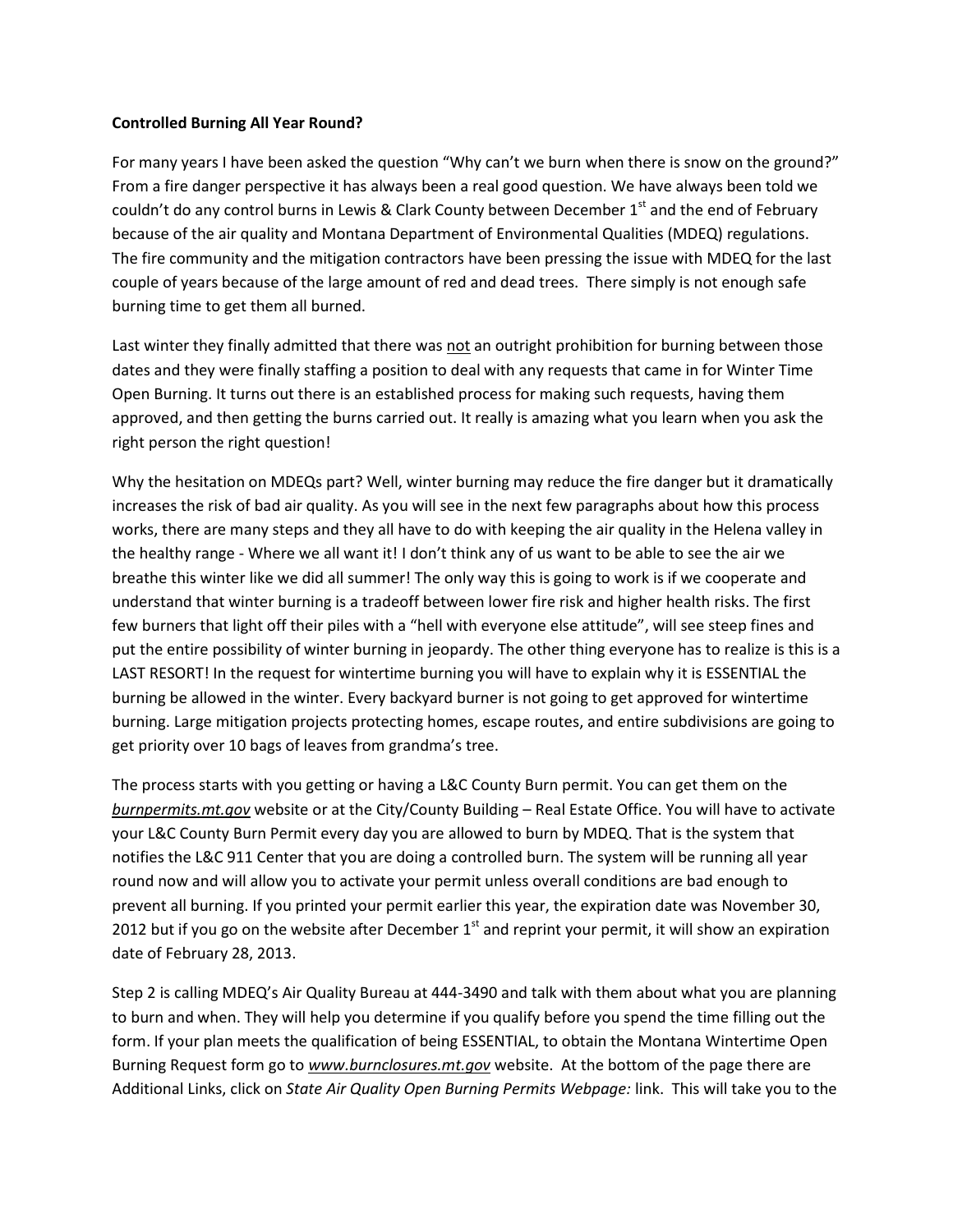**Controlled Burning All Year Round?**

For many years I have been asked the question "Why can't we burn when there is snow on the ground?" From a fire danger perspective it has always been a real good question. We have always been told we couldn't do any control burns in Lewis & Clark County between December 1st and the end of February because of the air quality and Montana Department of Environmental Qualities (MDEQ) regulations. The fire community and the mitigation contractors have been pressing the issue with MDEQ for the last couple of years because of the large amount of red and dead trees. There simply is not enough safe burning time to get them all burned.

Last winter they finally admitted that there was not an outright prohibition for burning between those dates and they were finally staffing a position to deal with any requests that came in for Winter Time Open Burning. It turns out there is an established process for making such requests, having them approved, and then getting the burns carried out. It really is amazing what you learn when you ask the right person the right question!

Why the hesitation on MDEQs part? Well, winter burning may reduce the fire danger but it dramatically increases the risk of bad air quality. As you will see in the next few paragraphs about how this process works, there are many steps and they all have to do with keeping the air quality in the Helena valley in the healthy range - Where we all want it! I don't think any of us want to be able to see the air we breathe this winter like we did all summer! The only way this is going to work is if we cooperate and understand that winter burning is a tradeoff between lower fire risk and higher health risks. The first few burners that light off their piles with a "hell with everyone else attitude", will see steep fines and put the entire possibility of winter burning in jeopardy. The other thing everyone has to realize is this is a LAST RESORT! In the request for wintertime burning you will have to explain why it is ESSENTIAL the burning be allowed in the winter. Every backyard burner is not going to get approved for wintertime burning. Large mitigation projects protecting homes, escape routes, and entire subdivisions are going to get priority over 10 bags of leaves from grandma's tree.

The process starts with you getting or having a L&C County Burn permit. You can get them on the *burnpermits.mt.gov* website or at the City/County Building – Real Estate Office. You will have to activate your L&C County Burn Permit every day you are allowed to burn by MDEQ. That is the system that notifies the L&C 911 Center that you are doing a controlled burn. The system will be running all year round now and will allow you to activate your permit unless overall conditions are bad enough to prevent all burning. If you printed your permit earlier this year, the expiration date was November 30, 2012 but if you go on the website after December 1st and reprint your permit, it will show an expiration date of February 28, 2013.

Step 2 is calling MDEQ's Air Quality Bureau at 444-3490 and talk with them about what you are planning to burn and when. They will help you determine if you qualify before you spend the time filling out the form. If your plan meets the qualification of being ESSENTIAL, to obtain the Montana Wintertime Open Burning Request form go to *www.burnclosures.mt.gov* website. At the bottom of the page there are Additional Links, click on *State Air Quality Open Burning Permits Webpage:* link. This will take you to the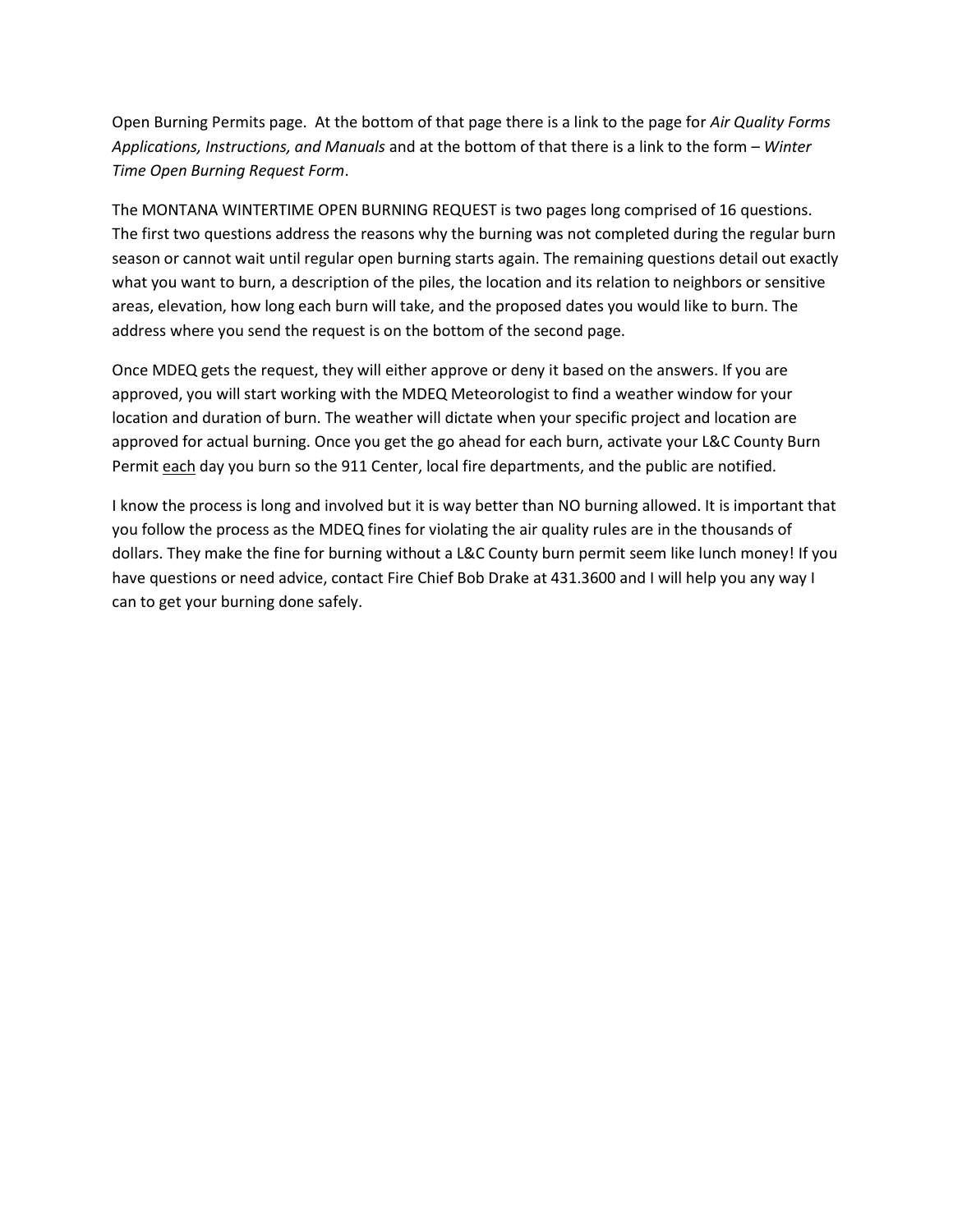Open Burning Permits page. At the bottom of that page there is a link to the page for *Air Quality Forms Applications, Instructions, and Manuals* and at the bottom of that there is a link to the form – *Winter Time Open Burning Request Form*.

The MONTANA WINTERTIME OPEN BURNING REQUEST is two pages long comprised of 16 questions. The first two questions address the reasons why the burning was not completed during the regular burn season or cannot wait until regular open burning starts again. The remaining questions detail out exactly what you want to burn, a description of the piles, the location and its relation to neighbors or sensitive areas, elevation, how long each burn will take, and the proposed dates you would like to burn. The address where you send the request is on the bottom of the second page.

Once MDEQ gets the request, they will either approve or deny it based on the answers. If you are approved, you will start working with the MDEQ Meteorologist to find a weather window for your location and duration of burn. The weather will dictate when your specific project and location are approved for actual burning. Once you get the go ahead for each burn, activate your L&C County Burn Permit <u>each</u> day you burn so the 911 Center, local fire departments, and the public are notified.

I know the process is long and involved but it is way better than NO burning allowed. It is important that you follow the process as the MDEQ fines for violating the air quality rules are in the thousands of dollars. They make the fine for burning without a L&C County burn permit seem like lunch money! If you have questions or need advice, contact Fire Chief Bob Drake at 431.3600 and I will help you any way I can to get your burning done safely.